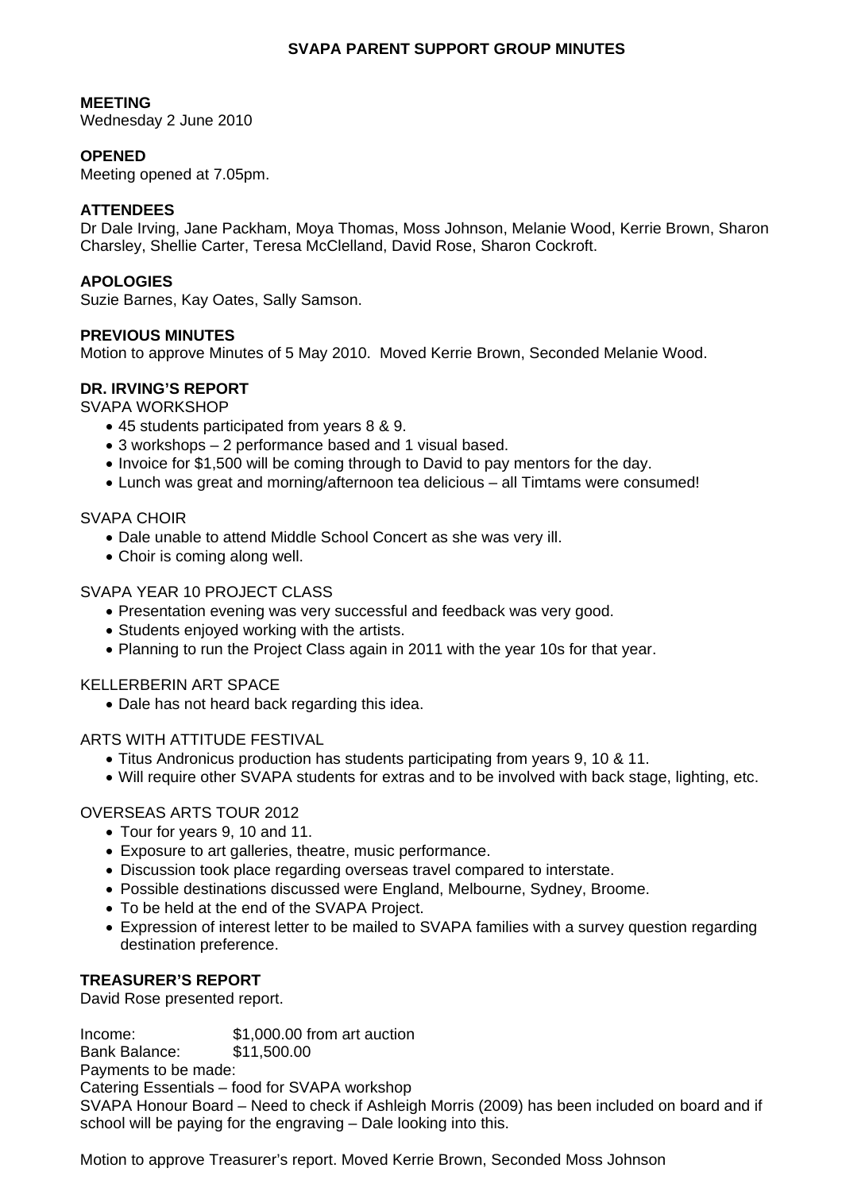# SVAPA PARENT SUPPORT GROUP MINUTES

**MEETING**
Wednesday 2 June 2010

**OPENED**
Meeting opened at 7.05pm.

**ATTENDEES**
Dr Dale Irving, Jane Packham, Moya Thomas, Moss Johnson, Melanie Wood, Kerrie Brown, Sharon Charsley, Shellie Carter, Teresa McClelland, David Rose, Sharon Cockroft.

**APOLOGIES**
Suzie Barnes, Kay Oates, Sally Samson.

**PREVIOUS MINUTES**
Motion to approve Minutes of 5 May 2010. Moved Kerrie Brown, Seconded Melanie Wood.

**DR. IRVING'S REPORT**

SVAPA WORKSHOP

- 45 students participated from years 8 & 9.
- 3 workshops – 2 performance based and 1 visual based.
- Invoice for $1,500 will be coming through to David to pay mentors for the day.
- Lunch was great and morning/afternoon tea delicious – all Timtams were consumed!

SVAPA CHOIR

- Dale unable to attend Middle School Concert as she was very ill.
- Choir is coming along well.

SVAPA YEAR 10 PROJECT CLASS

- Presentation evening was very successful and feedback was very good.
- Students enjoyed working with the artists.
- Planning to run the Project Class again in 2011 with the year 10s for that year.

KELLERBERIN ART SPACE

- Dale has not heard back regarding this idea.

ARTS WITH ATTITUDE FESTIVAL

- Titus Andronicus production has students participating from years 9, 10 & 11.
- Will require other SVAPA students for extras and to be involved with back stage, lighting, etc.

OVERSEAS ARTS TOUR 2012

- Tour for years 9, 10 and 11.
- Exposure to art galleries, theatre, music performance.
- Discussion took place regarding overseas travel compared to interstate.
- Possible destinations discussed were England, Melbourne, Sydney, Broome.
- To be held at the end of the SVAPA Project.
- Expression of interest letter to be mailed to SVAPA families with a survey question regarding destination preference.

**TREASURER'S REPORT**
David Rose presented report.

Income: $1,000.00 from art auction
Bank Balance: $11,500.00
Payments to be made:
Catering Essentials – food for SVAPA workshop
SVAPA Honour Board – Need to check if Ashleigh Morris (2009) has been included on board and if school will be paying for the engraving – Dale looking into this.

Motion to approve Treasurer's report. Moved Kerrie Brown, Seconded Moss Johnson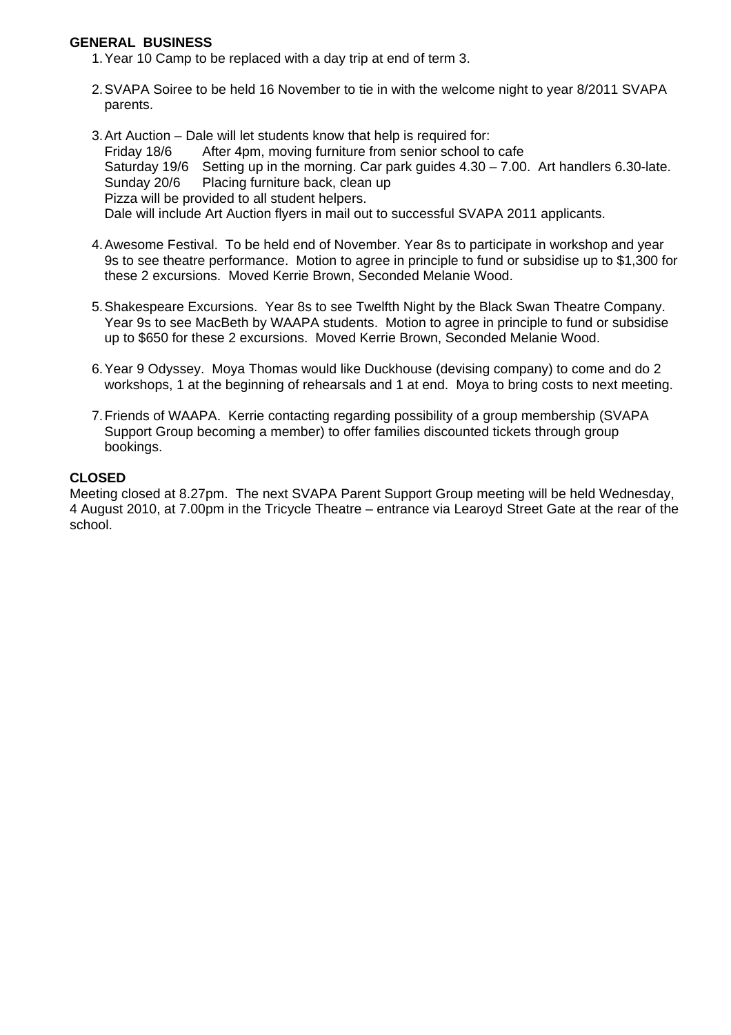**GENERAL BUSINESS**

1. Year 10 Camp to be replaced with a day trip at end of term 3.

2. SVAPA Soiree to be held 16 November to tie in with the welcome night to year 8/2011 SVAPA parents.

3. Art Auction – Dale will let students know that help is required for:
   Friday 18/6 After 4pm, moving furniture from senior school to cafe
   Saturday 19/6 Setting up in the morning. Car park guides 4.30 – 7.00. Art handlers 6.30-late.
   Sunday 20/6 Placing furniture back, clean up
   Pizza will be provided to all student helpers.
   Dale will include Art Auction flyers in mail out to successful SVAPA 2011 applicants.

4. Awesome Festival. To be held end of November. Year 8s to participate in workshop and year 9s to see theatre performance. Motion to agree in principle to fund or subsidise up to $1,300 for these 2 excursions. Moved Kerrie Brown, Seconded Melanie Wood.

5. Shakespeare Excursions. Year 8s to see Twelfth Night by the Black Swan Theatre Company. Year 9s to see MacBeth by WAAPA students. Motion to agree in principle to fund or subsidise up to $650 for these 2 excursions. Moved Kerrie Brown, Seconded Melanie Wood.

6. Year 9 Odyssey. Moya Thomas would like Duckhouse (devising company) to come and do 2 workshops, 1 at the beginning of rehearsals and 1 at end. Moya to bring costs to next meeting.

7. Friends of WAAPA. Kerrie contacting regarding possibility of a group membership (SVAPA Support Group becoming a member) to offer families discounted tickets through group bookings.

**CLOSED**

Meeting closed at 8.27pm. The next SVAPA Parent Support Group meeting will be held Wednesday, 4 August 2010, at 7.00pm in the Tricycle Theatre – entrance via Learoyd Street Gate at the rear of the school.